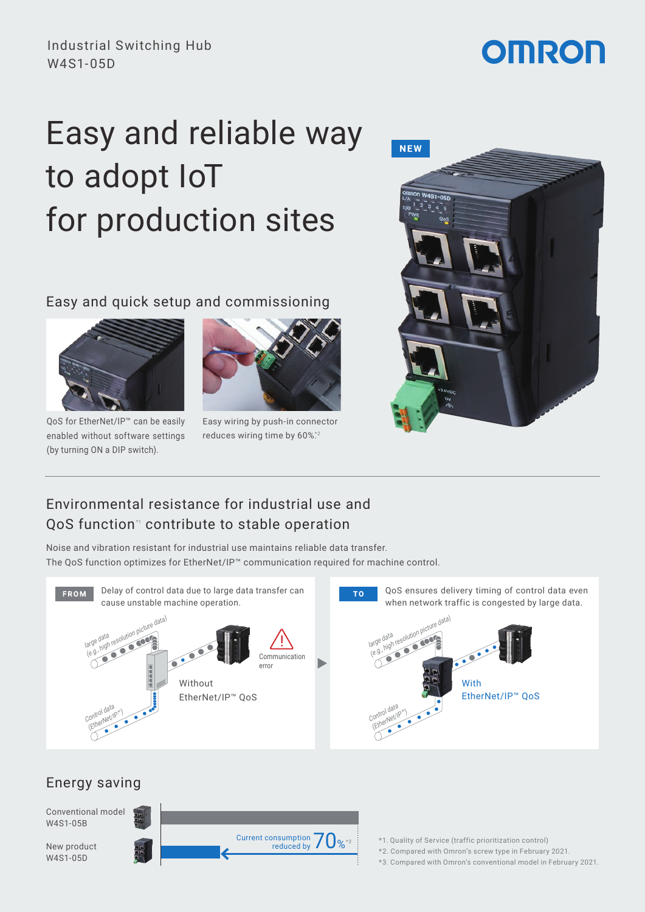Industrial Switching Hub
W4S1-05D

# Easy and reliable way to adopt IoT for production sites

NEW

## Easy and quick setup and commissioning

QoS for EtherNet/IP™ can be easily enabled without software settings (by turning ON a DIP switch).

Easy wiring by push-in connector reduces wiring time by 60%.[*2]

## Environmental resistance for industrial use and QoS function[*1] contribute to stable operation

Noise and vibration resistant for industrial use maintains reliable data transfer.
The QoS function optimizes for EtherNet/IP™ communication required for machine control.

**FROM** Delay of control data due to large data transfer can cause unstable machine operation.

large data (e.g., high resolution picture data)
Control data (EtherNet/IP™)
Communication error
Without EtherNet/IP™ QoS

**TO** QoS ensures delivery timing of control data even when network traffic is congested by large data.

large data (e.g., high resolution picture data)
Control data (EtherNet/IP™)
With EtherNet/IP™ QoS

## Energy saving

Conventional model W4S1-05B

New product W4S1-05D

Current consumption reduced by 70%[*3]

*1. Quality of Service (traffic prioritization control)
*2. Compared with Omron's screw type in February 2021.
*3. Compared with Omron's conventional model in February 2021.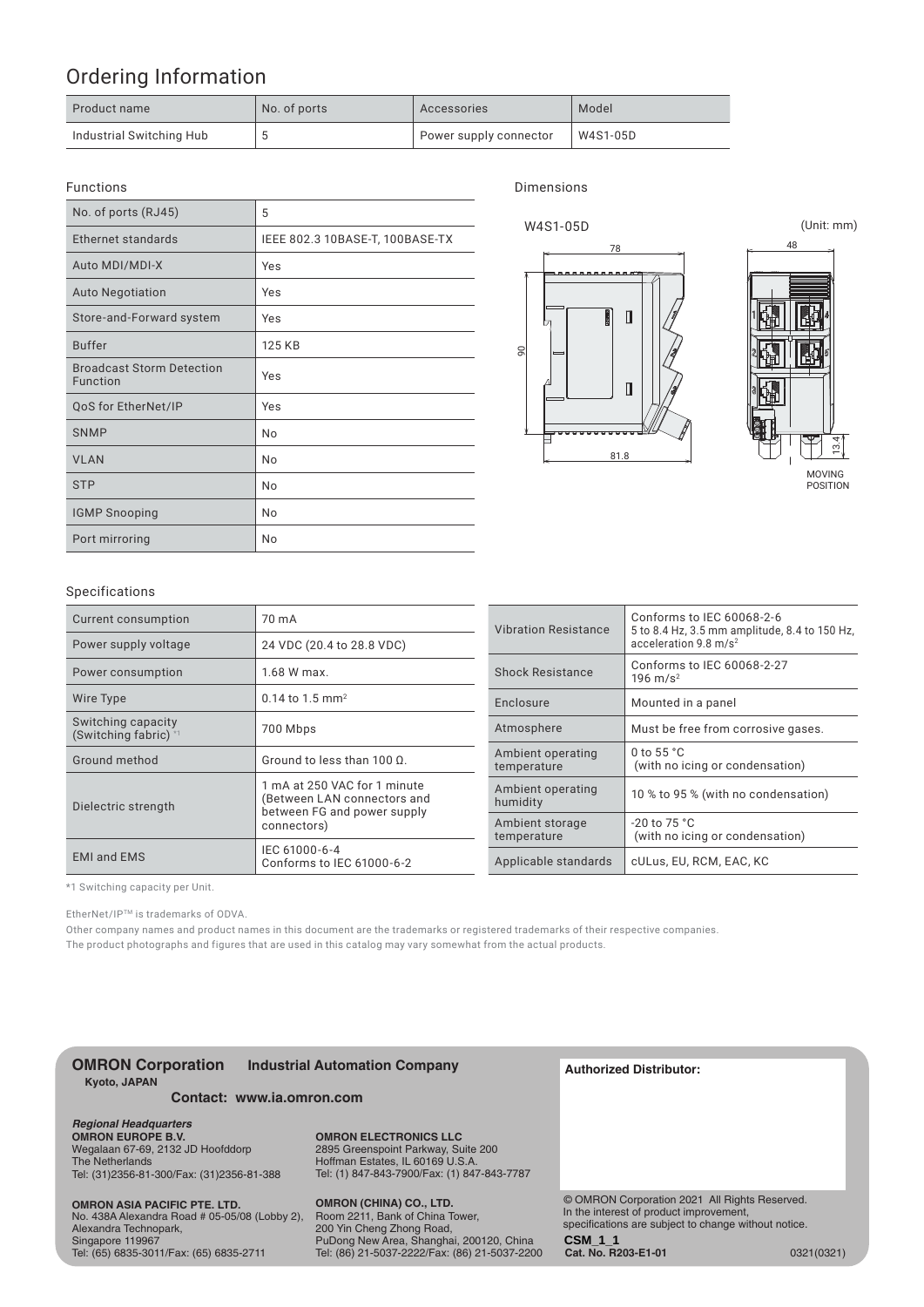# Ordering Information

| Product name | No. of ports | Accessories | Model |
|---|---|---|---|
| Industrial Switching Hub | 5 | Power supply connector | W4S1-05D |

## Functions

| | |
|---|---|
| No. of ports (RJ45) | 5 |
| Ethernet standards | IEEE 802.3 10BASE-T, 100BASE-TX |
| Auto MDI/MDI-X | Yes |
| Auto Negotiation | Yes |
| Store-and-Forward system | Yes |
| Buffer | 125 KB |
| Broadcast Storm Detection Function | Yes |
| QoS for EtherNet/IP | Yes |
| SNMP | No |
| VLAN | No |
| STP | No |
| IGMP Snooping | No |
| Port mirroring | No |

## Dimensions

W4S1-05D

(Unit: mm)

78

90

81.8

48

13.4

MOVING POSITION

## Specifications

| | |
|---|---|
| Current consumption | 70 mA |
| Power supply voltage | 24 VDC (20.4 to 28.8 VDC) |
| Power consumption | 1.68 W max. |
| Wire Type | 0.14 to 1.5 mm² |
| Switching capacity (Switching fabric) *1 | 700 Mbps |
| Ground method | Ground to less than 100 Ω. |
| Dielectric strength | 1 mA at 250 VAC for 1 minute (Between LAN connectors and between FG and power supply connectors) |
| EMI and EMS | IEC 61000-6-4 Conforms to IEC 61000-6-2 |

| | |
|---|---|
| Vibration Resistance | Conforms to IEC 60068-2-6 5 to 8.4 Hz, 3.5 mm amplitude, 8.4 to 150 Hz, acceleration 9.8 m/s² |
| Shock Resistance | Conforms to IEC 60068-2-27 196 m/s² |
| Enclosure | Mounted in a panel |
| Atmosphere | Must be free from corrosive gases. |
| Ambient operating temperature | 0 to 55 °C (with no icing or condensation) |
| Ambient operating humidity | 10 % to 95 % (with no condensation) |
| Ambient storage temperature | -20 to 75 °C (with no icing or condensation) |
| Applicable standards | cULus, EU, RCM, EAC, KC |

*1 Switching capacity per Unit.

EtherNet/IP™ is trademarks of ODVA.

Other company names and product names in this document are the trademarks or registered trademarks of their respective companies.

The product photographs and figures that are used in this catalog may vary somewhat from the actual products.

**OMRON Corporation** **Industrial Automation Company**
**Kyoto, JAPAN**

**Contact: www.ia.omron.com**

***Regional Headquarters***

**OMRON EUROPE B.V.**
Wegalaan 67-69, 2132 JD Hoofddorp
The Netherlands
Tel: (31)2356-81-300/Fax: (31)2356-81-388

**OMRON ASIA PACIFIC PTE. LTD.**
No. 438A Alexandra Road # 05-05/08 (Lobby 2),
Alexandra Technopark,
Singapore 119967
Tel: (65) 6835-3011/Fax: (65) 6835-2711

**OMRON ELECTRONICS LLC**
2895 Greenspoint Parkway, Suite 200
Hoffman Estates, IL 60169 U.S.A.
Tel: (1) 847-843-7900/Fax: (1) 847-843-7787

**OMRON (CHINA) CO., LTD.**
Room 2211, Bank of China Tower,
200 Yin Cheng Zhong Road,
PuDong New Area, Shanghai, 200120, China
Tel: (86) 21-5037-2222/Fax: (86) 21-5037-2200

**Authorized Distributor:**

© OMRON Corporation 2021 All Rights Reserved.
In the interest of product improvement, specifications are subject to change without notice.

**CSM_1_1**
**Cat. No. R203-E1-01** 0321(0321)